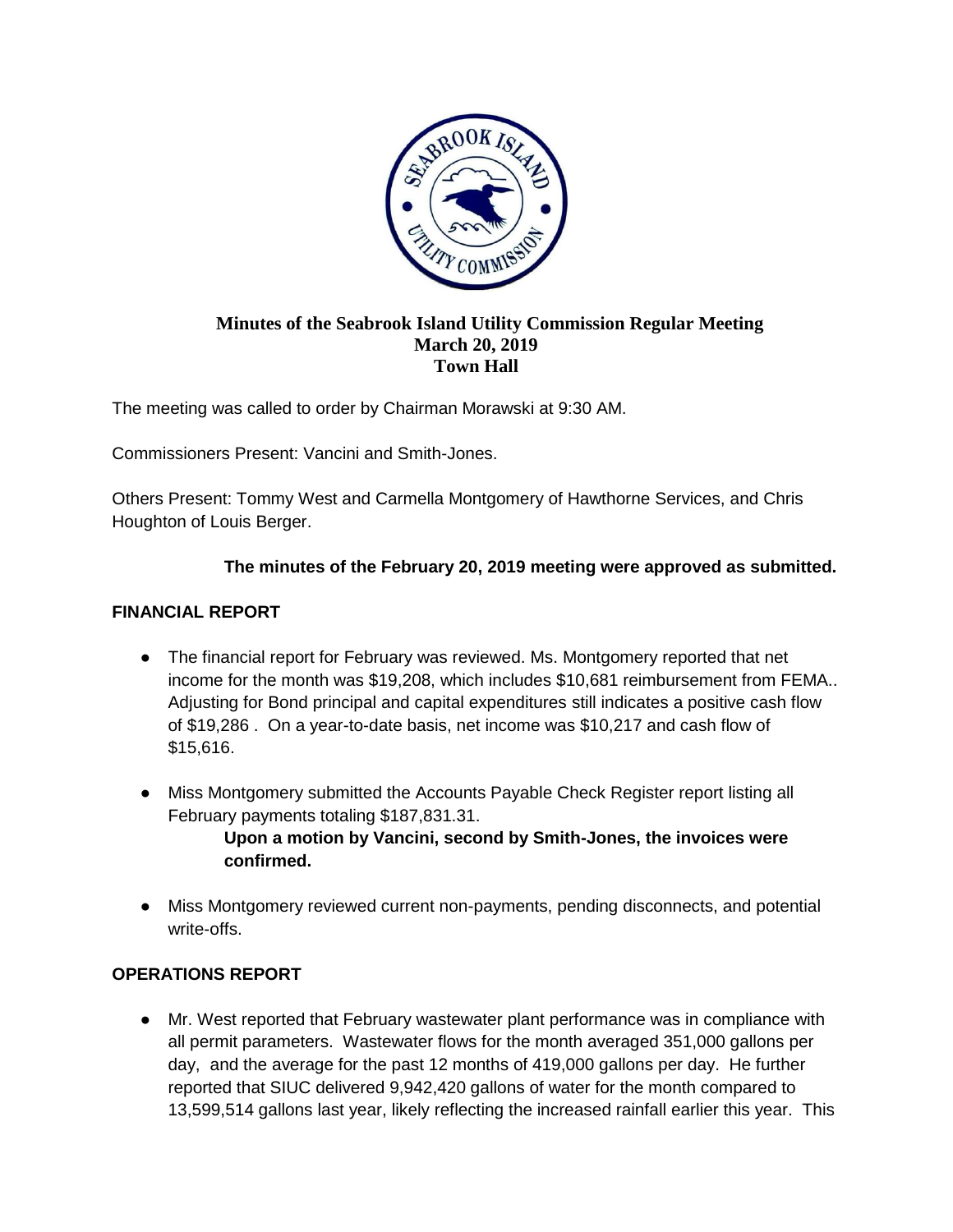# Minutes of the Seabrook Island Utility Commission Regular Meeting
## March 20, 2019
## Town Hall

The meeting was called to order by Chairman Morawski at 9:30 AM.

Commissioners Present: Vancini and Smith-Jones.

Others Present: Tommy West and Carmella Montgomery of Hawthorne Services, and Chris Houghton of Louis Berger.

**The minutes of the February 20, 2019 meeting were approved as submitted.**

## FINANCIAL REPORT

- The financial report for February was reviewed. Ms. Montgomery reported that net income for the month was $19,208, which includes $10,681 reimbursement from FEMA.. Adjusting for Bond principal and capital expenditures still indicates a positive cash flow of $19,286 . On a year-to-date basis, net income was $10,217 and cash flow of $15,616.
- Miss Montgomery submitted the Accounts Payable Check Register report listing all February payments totaling $187,831.31.

  **Upon a motion by Vancini, second by Smith-Jones, the invoices were confirmed.**
- Miss Montgomery reviewed current non-payments, pending disconnects, and potential write-offs.

## OPERATIONS REPORT

- Mr. West reported that February wastewater plant performance was in compliance with all permit parameters. Wastewater flows for the month averaged 351,000 gallons per day, and the average for the past 12 months of 419,000 gallons per day. He further reported that SIUC delivered 9,942,420 gallons of water for the month compared to 13,599,514 gallons last year, likely reflecting the increased rainfall earlier this year. This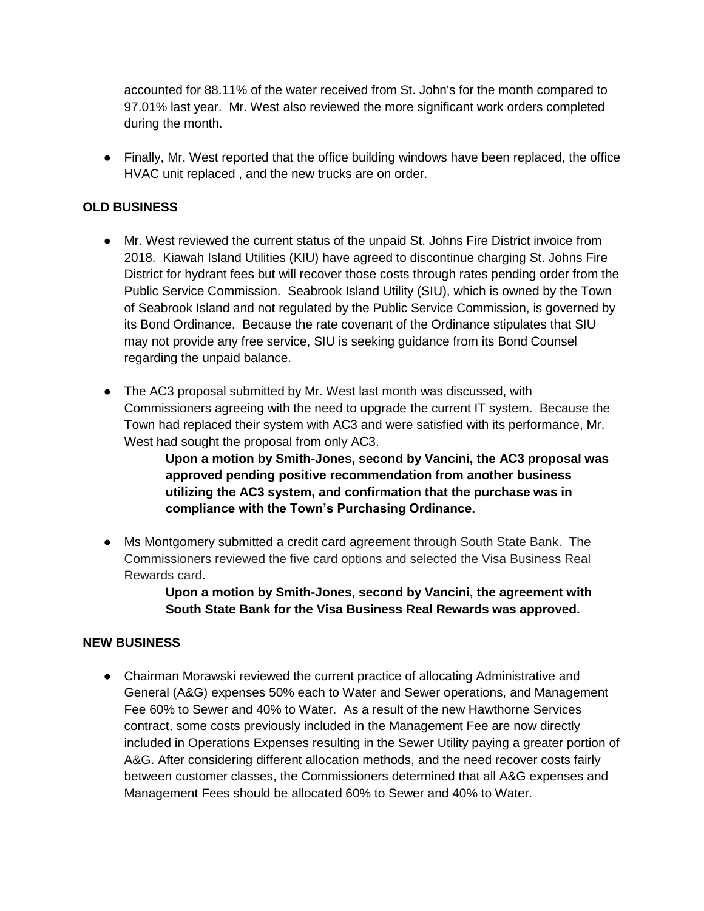accounted for 88.11% of the water received from St. John's for the month compared to 97.01% last year. Mr. West also reviewed the more significant work orders completed during the month.

- Finally, Mr. West reported that the office building windows have been replaced, the office HVAC unit replaced , and the new trucks are on order.

**OLD BUSINESS**

- Mr. West reviewed the current status of the unpaid St. Johns Fire District invoice from 2018. Kiawah Island Utilities (KIU) have agreed to discontinue charging St. Johns Fire District for hydrant fees but will recover those costs through rates pending order from the Public Service Commission. Seabrook Island Utility (SIU), which is owned by the Town of Seabrook Island and not regulated by the Public Service Commission, is governed by its Bond Ordinance. Because the rate covenant of the Ordinance stipulates that SIU may not provide any free service, SIU is seeking guidance from its Bond Counsel regarding the unpaid balance.

- The AC3 proposal submitted by Mr. West last month was discussed, with Commissioners agreeing with the need to upgrade the current IT system. Because the Town had replaced their system with AC3 and were satisfied with its performance, Mr. West had sought the proposal from only AC3.

  **Upon a motion by Smith-Jones, second by Vancini, the AC3 proposal was approved pending positive recommendation from another business utilizing the AC3 system, and confirmation that the purchase was in compliance with the Town's Purchasing Ordinance.**

- Ms Montgomery submitted a credit card agreement through South State Bank. The Commissioners reviewed the five card options and selected the Visa Business Real Rewards card.

  **Upon a motion by Smith-Jones, second by Vancini, the agreement with South State Bank for the Visa Business Real Rewards was approved.**

**NEW BUSINESS**

- Chairman Morawski reviewed the current practice of allocating Administrative and General (A&G) expenses 50% each to Water and Sewer operations, and Management Fee 60% to Sewer and 40% to Water. As a result of the new Hawthorne Services contract, some costs previously included in the Management Fee are now directly included in Operations Expenses resulting in the Sewer Utility paying a greater portion of A&G. After considering different allocation methods, and the need recover costs fairly between customer classes, the Commissioners determined that all A&G expenses and Management Fees should be allocated 60% to Sewer and 40% to Water.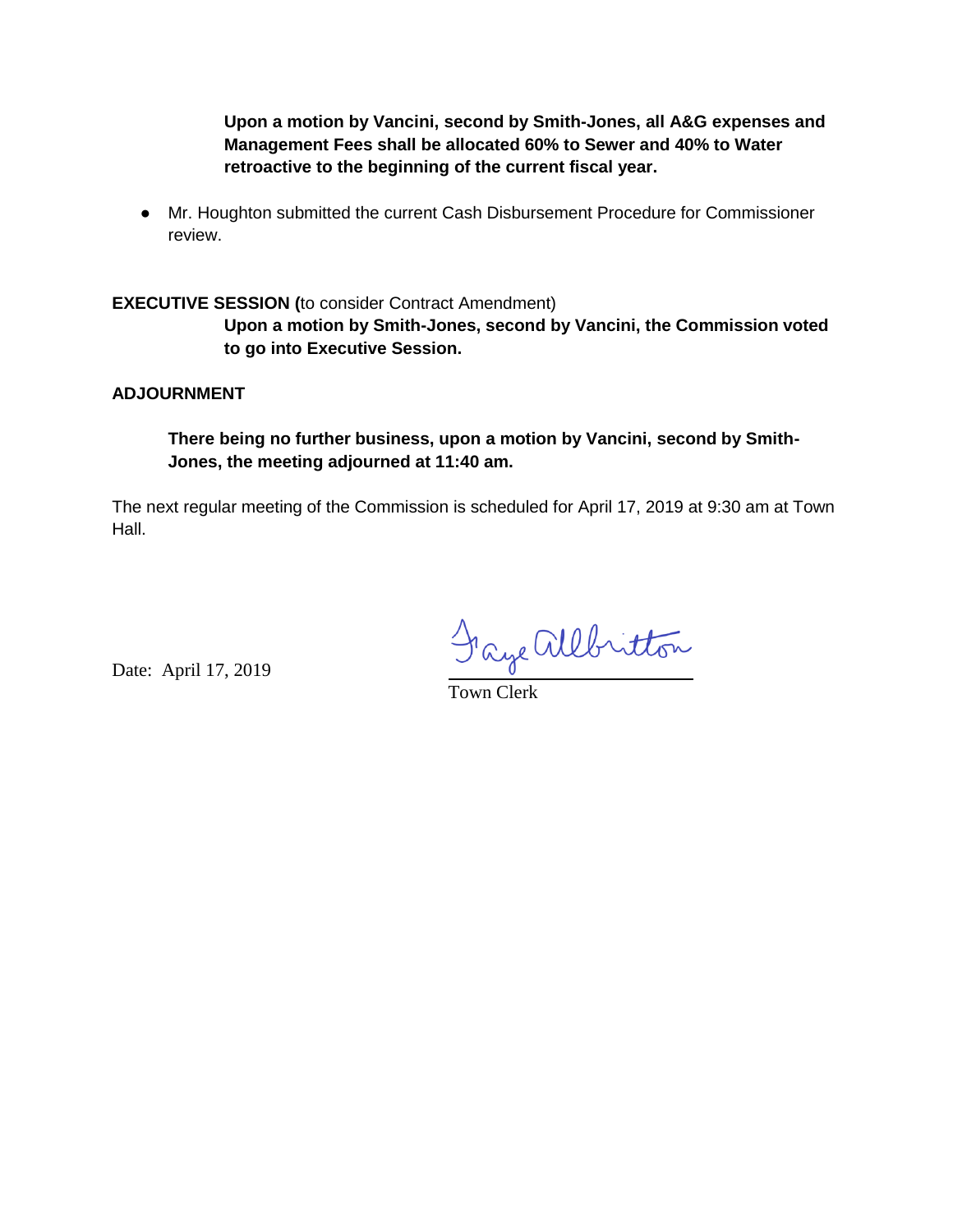**Upon a motion by Vancini, second by Smith-Jones, all A&G expenses and Management Fees shall be allocated 60% to Sewer and 40% to Water retroactive to the beginning of the current fiscal year.**

- Mr. Houghton submitted the current Cash Disbursement Procedure for Commissioner review.

**EXECUTIVE SESSION (**to consider Contract Amendment)

**Upon a motion by Smith-Jones, second by Vancini, the Commission voted to go into Executive Session.**

**ADJOURNMENT**

**There being no further business, upon a motion by Vancini, second by Smith-Jones, the meeting adjourned at 11:40 am.**

The next regular meeting of the Commission is scheduled for April 17, 2019 at 9:30 am at Town Hall.

Date: April 17, 2019

Faye Allbritton

Town Clerk